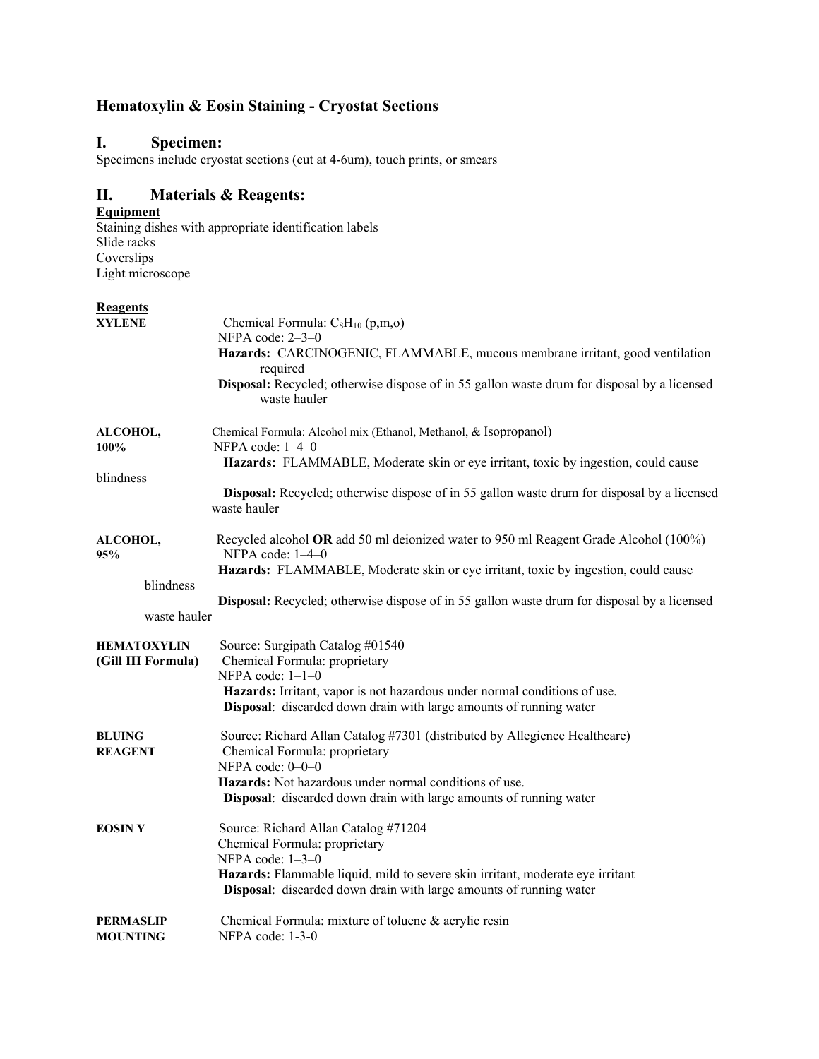## Hematoxylin & Eosin Staining - Cryostat Sections

## I. Specimen:

Specimens include cryostat sections (cut at 4-6um), touch prints, or smears

## II. Materials & Reagents:

**Equipment**

Staining dishes with appropriate identification labels
Slide racks
Coverslips
Light microscope

**Reagents**

**XYLENE**
Chemical Formula: $C_8H_{10}$ (p,m,o)
NFPA code: 2–3–0
**Hazards:** CARCINOGENIC, FLAMMABLE, mucous membrane irritant, good ventilation required
**Disposal:** Recycled; otherwise dispose of in 55 gallon waste drum for disposal by a licensed waste hauler

**ALCOHOL, 100%**
Chemical Formula: Alcohol mix (Ethanol, Methanol, & Isopropanol)
NFPA code: 1–4–0
**Hazards:** FLAMMABLE, Moderate skin or eye irritant, toxic by ingestion, could cause blindness
**Disposal:** Recycled; otherwise dispose of in 55 gallon waste drum for disposal by a licensed waste hauler

**ALCOHOL, 95%**
Recycled alcohol **OR** add 50 ml deionized water to 950 ml Reagent Grade Alcohol (100%)
NFPA code: 1–4–0
**Hazards:** FLAMMABLE, Moderate skin or eye irritant, toxic by ingestion, could cause blindness
**Disposal:** Recycled; otherwise dispose of in 55 gallon waste drum for disposal by a licensed waste hauler

**HEMATOXYLIN (Gill III Formula)**
Source: Surgipath Catalog #01540
Chemical Formula: proprietary
NFPA code: 1–1–0
**Hazards:** Irritant, vapor is not hazardous under normal conditions of use.
**Disposal**: discarded down drain with large amounts of running water

**BLUING REAGENT**
Source: Richard Allan Catalog #7301 (distributed by Allegience Healthcare)
Chemical Formula: proprietary
NFPA code: 0–0–0
**Hazards:** Not hazardous under normal conditions of use.
**Disposal**: discarded down drain with large amounts of running water

**EOSIN Y**
Source: Richard Allan Catalog #71204
Chemical Formula: proprietary
NFPA code: 1–3–0
**Hazards:** Flammable liquid, mild to severe skin irritant, moderate eye irritant
**Disposal**: discarded down drain with large amounts of running water

**PERMASLIP MOUNTING**
Chemical Formula: mixture of toluene & acrylic resin
NFPA code: 1-3-0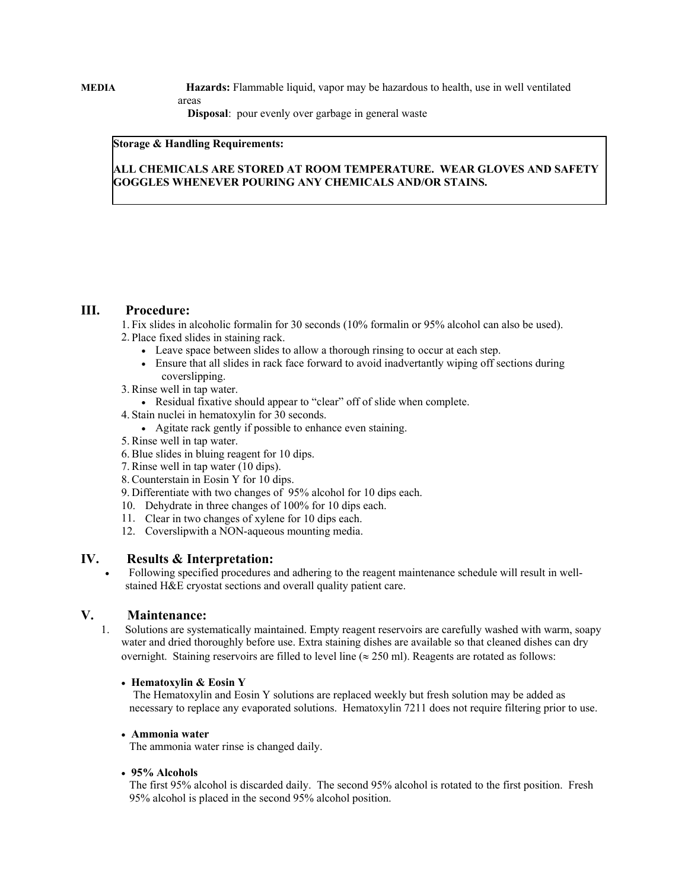**MEDIA** **Hazards:** Flammable liquid, vapor may be hazardous to health, use in well ventilated areas

**Disposal**: pour evenly over garbage in general waste

**Storage & Handling Requirements:**

**ALL CHEMICALS ARE STORED AT ROOM TEMPERATURE. WEAR GLOVES AND SAFETY GOGGLES WHENEVER POURING ANY CHEMICALS AND/OR STAINS.**

## III. Procedure:

1. Fix slides in alcoholic formalin for 30 seconds (10% formalin or 95% alcohol can also be used).
2. Place fixed slides in staining rack.
   - Leave space between slides to allow a thorough rinsing to occur at each step.
   - Ensure that all slides in rack face forward to avoid inadvertantly wiping off sections during coverslipping.
3. Rinse well in tap water.
   - Residual fixative should appear to "clear" off of slide when complete.
4. Stain nuclei in hematoxylin for 30 seconds.
   - Agitate rack gently if possible to enhance even staining.
5. Rinse well in tap water.
6. Blue slides in bluing reagent for 10 dips.
7. Rinse well in tap water (10 dips).
8. Counterstain in Eosin Y for 10 dips.
9. Differentiate with two changes of 95% alcohol for 10 dips each.
10. Dehydrate in three changes of 100% for 10 dips each.
11. Clear in two changes of xylene for 10 dips each.
12. Coverslipwith a NON-aqueous mounting media.

## IV. Results & Interpretation:

- Following specified procedures and adhering to the reagent maintenance schedule will result in well-stained H&E cryostat sections and overall quality patient care.

## V. Maintenance:

1. Solutions are systematically maintained. Empty reagent reservoirs are carefully washed with warm, soapy water and dried thoroughly before use. Extra staining dishes are available so that cleaned dishes can dry overnight. Staining reservoirs are filled to level line ($\approx$ 250 ml). Reagents are rotated as follows:

   - **Hematoxylin & Eosin Y**
     The Hematoxylin and Eosin Y solutions are replaced weekly but fresh solution may be added as necessary to replace any evaporated solutions. Hematoxylin 7211 does not require filtering prior to use.

   - **Ammonia water**
     The ammonia water rinse is changed daily.

   - **95% Alcohols**
     The first 95% alcohol is discarded daily. The second 95% alcohol is rotated to the first position. Fresh 95% alcohol is placed in the second 95% alcohol position.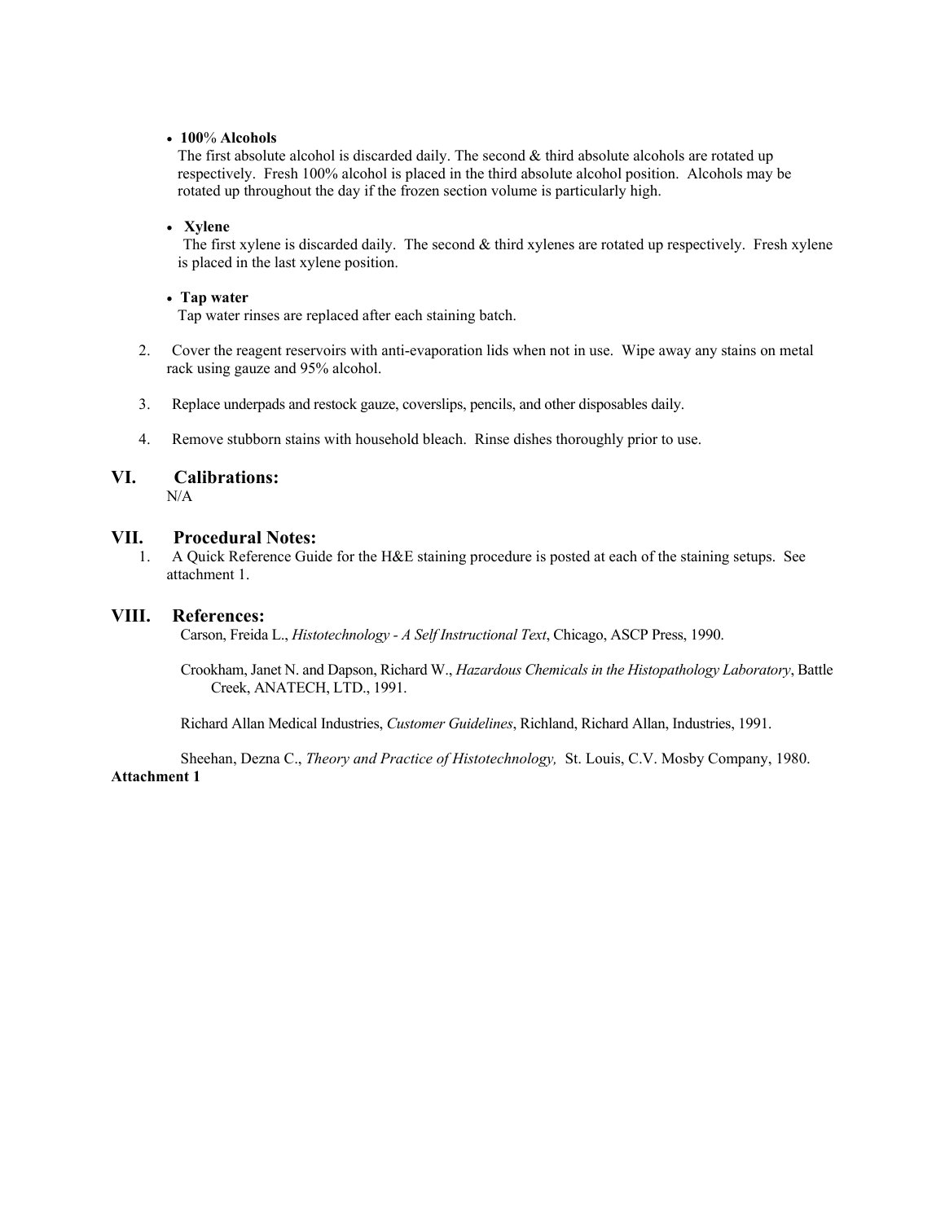- **100% Alcohols**
  The first absolute alcohol is discarded daily. The second & third absolute alcohols are rotated up respectively. Fresh 100% alcohol is placed in the third absolute alcohol position. Alcohols may be rotated up throughout the day if the frozen section volume is particularly high.

- **Xylene**
  The first xylene is discarded daily. The second & third xylenes are rotated up respectively. Fresh xylene is placed in the last xylene position.

- **Tap water**
  Tap water rinses are replaced after each staining batch.

2. Cover the reagent reservoirs with anti-evaporation lids when not in use. Wipe away any stains on metal rack using gauze and 95% alcohol.

3. Replace underpads and restock gauze, coverslips, pencils, and other disposables daily.

4. Remove stubborn stains with household bleach. Rinse dishes thoroughly prior to use.

## VI. Calibrations:

N/A

## VII. Procedural Notes:

1. A Quick Reference Guide for the H&E staining procedure is posted at each of the staining setups. See attachment 1.

## VIII. References:

Carson, Freida L., *Histotechnology - A Self Instructional Text*, Chicago, ASCP Press, 1990.

Crookham, Janet N. and Dapson, Richard W., *Hazardous Chemicals in the Histopathology Laboratory*, Battle Creek, ANATECH, LTD., 1991.

Richard Allan Medical Industries, *Customer Guidelines*, Richland, Richard Allan, Industries, 1991.

Sheehan, Dezna C., *Theory and Practice of Histotechnology,* St. Louis, C.V. Mosby Company, 1980.

**Attachment 1**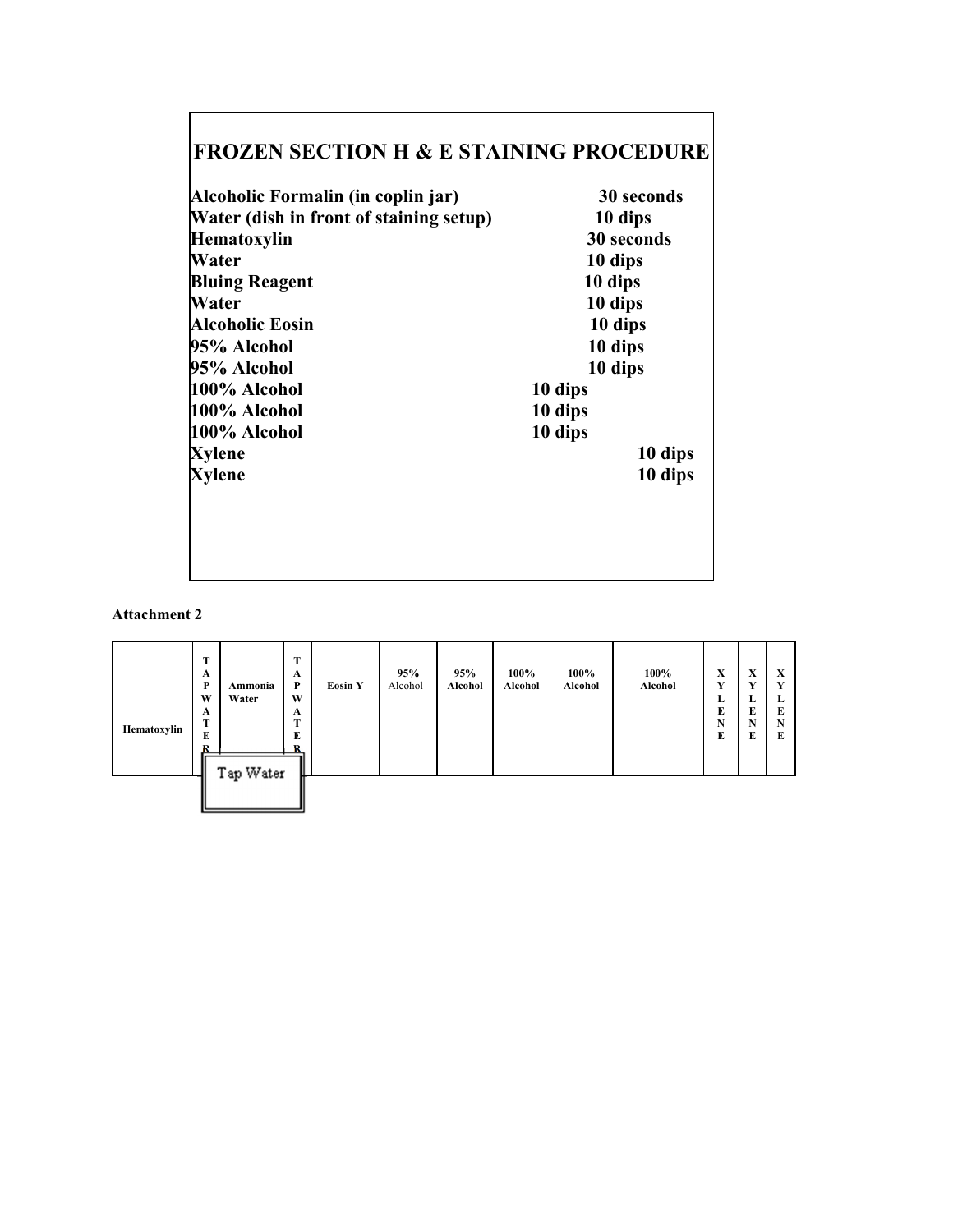## FROZEN SECTION H & E STAINING PROCEDURE

| | |
|---|---|
| **Alcoholic Formalin (in coplin jar)** | **30 seconds** |
| **Water (dish in front of staining setup)** | **10 dips** |
| **Hematoxylin** | **30 seconds** |
| **Water** | **10 dips** |
| **Bluing Reagent** | **10 dips** |
| **Water** | **10 dips** |
| **Alcoholic Eosin** | **10 dips** |
| **95% Alcohol** | **10 dips** |
| **95% Alcohol** | **10 dips** |
| **100% Alcohol** | **10 dips** |
| **100% Alcohol** | **10 dips** |
| **100% Alcohol** | **10 dips** |
| **Xylene** | **10 dips** |
| **Xylene** | **10 dips** |

**Attachment 2**

| | | | | | | | | | | | | |
|---|---|---|---|---|---|---|---|---|---|---|---|---|
| **Hematoxylin** | **TAP WATER** | **Ammonia Water** | **TAP WATER** | **Eosin Y** | **95%** Alcohol | **95% Alcohol** | **100% Alcohol** | **100% Alcohol** | **100% Alcohol** | **XYLENE** | **XYLENE** | **XYLENE** |

Tap Water